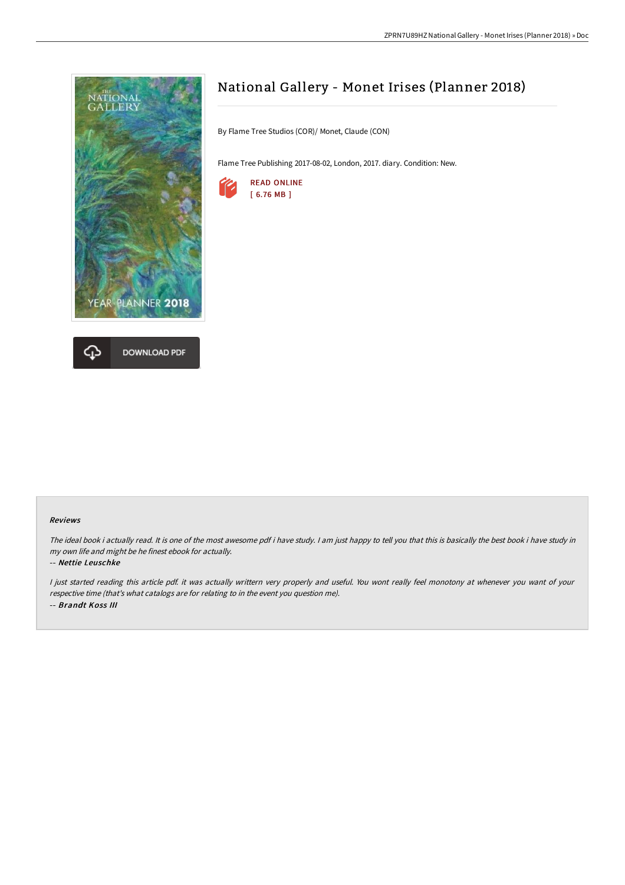# National Gallery - Monet Irises (Planner 2018)

By Flame Tree Studios (COR)/ Monet, Claude (CON)

Flame Tree Publishing 2017-08-02, London, 2017. diary. Condition: New.

READ ONLINE
[ 6.76 MB ]

DOWNLOAD PDF

### Reviews

*The ideal book i actually read. It is one of the most awesome pdf i have study. I am just happy to tell you that this is basically the best book i have study in my own life and might be he finest ebook for actually.*

*-- **Nettie Leuschke***

*I just started reading this article pdf. it was actually writtern very properly and useful. You wont really feel monotony at whenever you want of your respective time (that's what catalogs are for relating to in the event you question me).*

*-- **Brandt Koss III***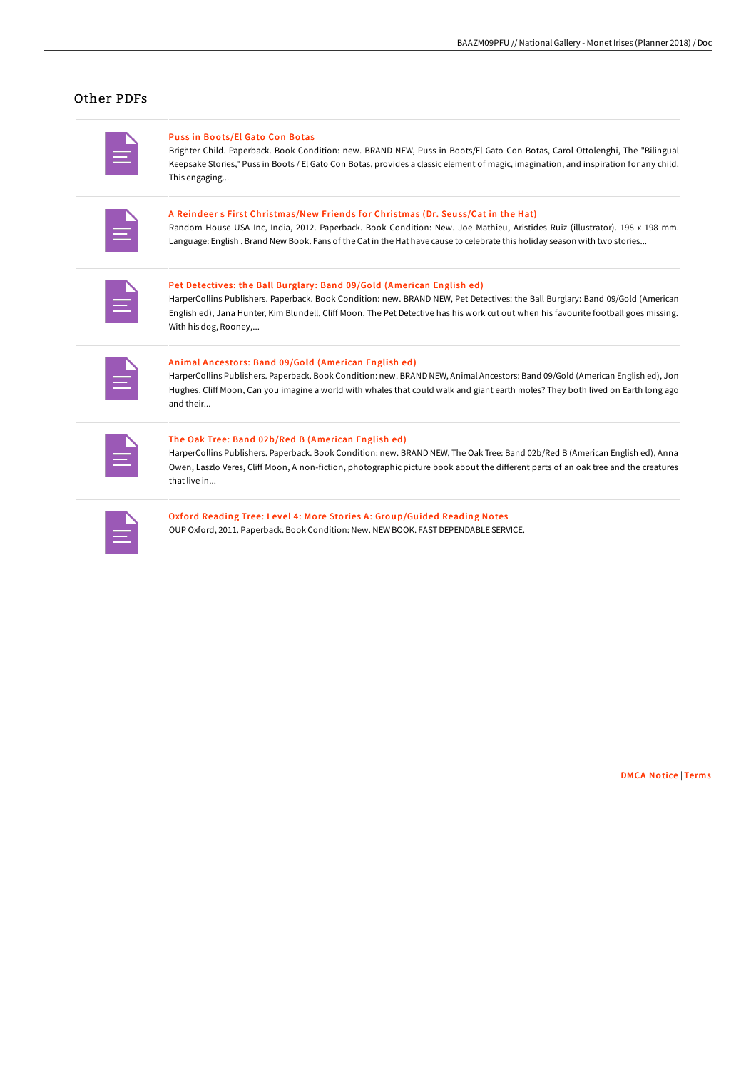## Other PDFs

### Puss in Boots/El Gato Con Botas

Brighter Child. Paperback. Book Condition: new. BRAND NEW, Puss in Boots/El Gato Con Botas, Carol Ottolenghi, The "Bilingual Keepsake Stories," Puss in Boots / El Gato Con Botas, provides a classic element of magic, imagination, and inspiration for any child. This engaging...

### A Reindeer s First Christmas/New Friends for Christmas (Dr. Seuss/Cat in the Hat)

Random House USA Inc, India, 2012. Paperback. Book Condition: New. Joe Mathieu, Aristides Ruiz (illustrator). 198 x 198 mm. Language: English . Brand New Book. Fans of the Cat in the Hat have cause to celebrate this holiday season with two stories...

### Pet Detectives: the Ball Burglary: Band 09/Gold (American English ed)

HarperCollins Publishers. Paperback. Book Condition: new. BRAND NEW, Pet Detectives: the Ball Burglary: Band 09/Gold (American English ed), Jana Hunter, Kim Blundell, Cliff Moon, The Pet Detective has his work cut out when his favourite football goes missing. With his dog, Rooney,...

### Animal Ancestors: Band 09/Gold (American English ed)

HarperCollins Publishers. Paperback. Book Condition: new. BRAND NEW, Animal Ancestors: Band 09/Gold (American English ed), Jon Hughes, Cliff Moon, Can you imagine a world with whales that could walk and giant earth moles? They both lived on Earth long ago and their...

### The Oak Tree: Band 02b/Red B (American English ed)

HarperCollins Publishers. Paperback. Book Condition: new. BRAND NEW, The Oak Tree: Band 02b/Red B (American English ed), Anna Owen, Laszlo Veres, Cliff Moon, A non-fiction, photographic picture book about the different parts of an oak tree and the creatures that live in...

### Oxford Reading Tree: Level 4: More Stories A: Group/Guided Reading Notes

OUP Oxford, 2011. Paperback. Book Condition: New. NEW BOOK. FAST DEPENDABLE SERVICE.

DMCA Notice | Terms